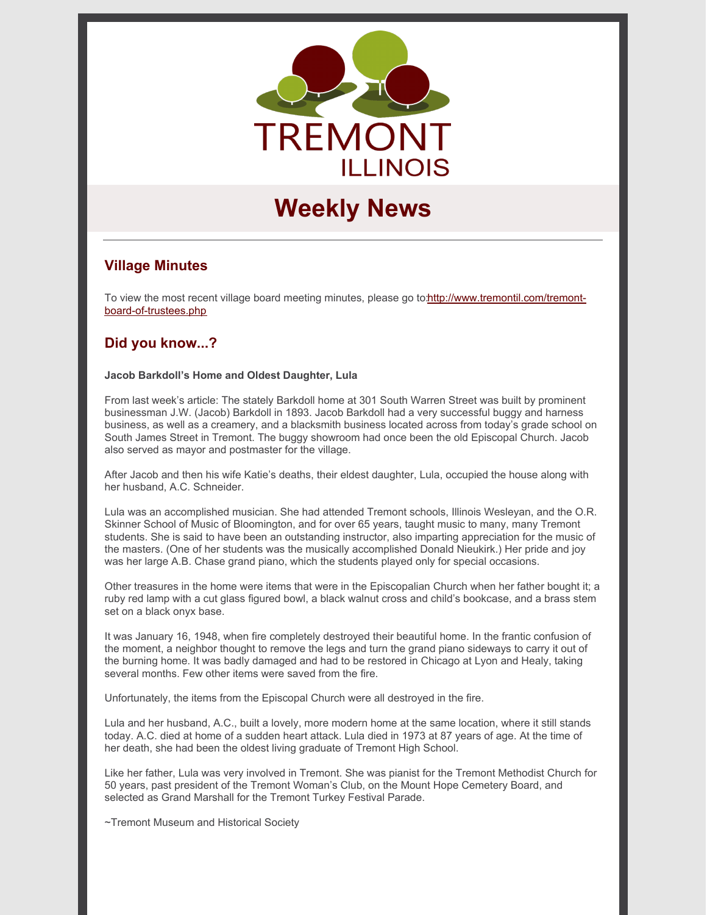# TREMONT ILLINOIS

# Weekly News

## Village Minutes

To view the most recent village board meeting minutes, please go to:http://www.tremontil.com/tremont-board-of-trustees.php

## Did you know...?

**Jacob Barkdoll's Home and Oldest Daughter, Lula**

From last week's article: The stately Barkdoll home at 301 South Warren Street was built by prominent businessman J.W. (Jacob) Barkdoll in 1893. Jacob Barkdoll had a very successful buggy and harness business, as well as a creamery, and a blacksmith business located across from today's grade school on South James Street in Tremont. The buggy showroom had once been the old Episcopal Church. Jacob also served as mayor and postmaster for the village.

After Jacob and then his wife Katie's deaths, their eldest daughter, Lula, occupied the house along with her husband, A.C. Schneider.

Lula was an accomplished musician. She had attended Tremont schools, Illinois Wesleyan, and the O.R. Skinner School of Music of Bloomington, and for over 65 years, taught music to many, many Tremont students. She is said to have been an outstanding instructor, also imparting appreciation for the music of the masters. (One of her students was the musically accomplished Donald Nieukirk.) Her pride and joy was her large A.B. Chase grand piano, which the students played only for special occasions.

Other treasures in the home were items that were in the Episcopalian Church when her father bought it; a ruby red lamp with a cut glass figured bowl, a black walnut cross and child's bookcase, and a brass stem set on a black onyx base.

It was January 16, 1948, when fire completely destroyed their beautiful home. In the frantic confusion of the moment, a neighbor thought to remove the legs and turn the grand piano sideways to carry it out of the burning home. It was badly damaged and had to be restored in Chicago at Lyon and Healy, taking several months. Few other items were saved from the fire.

Unfortunately, the items from the Episcopal Church were all destroyed in the fire.

Lula and her husband, A.C., built a lovely, more modern home at the same location, where it still stands today. A.C. died at home of a sudden heart attack. Lula died in 1973 at 87 years of age. At the time of her death, she had been the oldest living graduate of Tremont High School.

Like her father, Lula was very involved in Tremont. She was pianist for the Tremont Methodist Church for 50 years, past president of the Tremont Woman's Club, on the Mount Hope Cemetery Board, and selected as Grand Marshall for the Tremont Turkey Festival Parade.

~Tremont Museum and Historical Society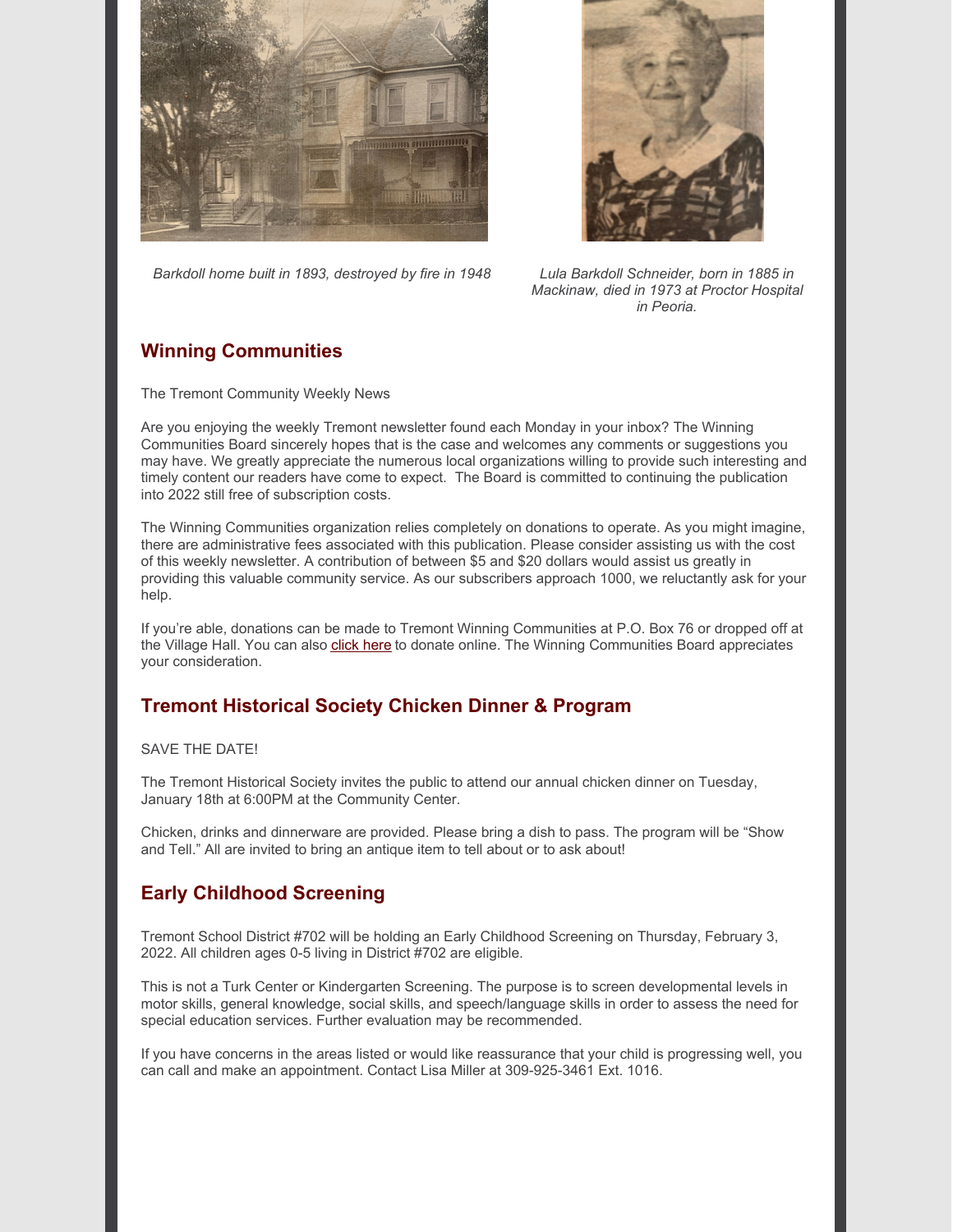*Barkdoll home built in 1893, destroyed by fire in 1948*

*Lula Barkdoll Schneider, born in 1885 in Mackinaw, died in 1973 at Proctor Hospital in Peoria.*

## Winning Communities

The Tremont Community Weekly News

Are you enjoying the weekly Tremont newsletter found each Monday in your inbox? The Winning Communities Board sincerely hopes that is the case and welcomes any comments or suggestions you may have. We greatly appreciate the numerous local organizations willing to provide such interesting and timely content our readers have come to expect. The Board is committed to continuing the publication into 2022 still free of subscription costs.

The Winning Communities organization relies completely on donations to operate. As you might imagine, there are administrative fees associated with this publication. Please consider assisting us with the cost of this weekly newsletter. A contribution of between $5 and $20 dollars would assist us greatly in providing this valuable community service. As our subscribers approach 1000, we reluctantly ask for your help.

If you're able, donations can be made to Tremont Winning Communities at P.O. Box 76 or dropped off at the Village Hall. You can also click here to donate online. The Winning Communities Board appreciates your consideration.

## Tremont Historical Society Chicken Dinner & Program

SAVE THE DATE!

The Tremont Historical Society invites the public to attend our annual chicken dinner on Tuesday, January 18th at 6:00PM at the Community Center.

Chicken, drinks and dinnerware are provided. Please bring a dish to pass. The program will be "Show and Tell." All are invited to bring an antique item to tell about or to ask about!

## Early Childhood Screening

Tremont School District #702 will be holding an Early Childhood Screening on Thursday, February 3, 2022. All children ages 0-5 living in District #702 are eligible.

This is not a Turk Center or Kindergarten Screening. The purpose is to screen developmental levels in motor skills, general knowledge, social skills, and speech/language skills in order to assess the need for special education services. Further evaluation may be recommended.

If you have concerns in the areas listed or would like reassurance that your child is progressing well, you can call and make an appointment. Contact Lisa Miller at 309-925-3461 Ext. 1016.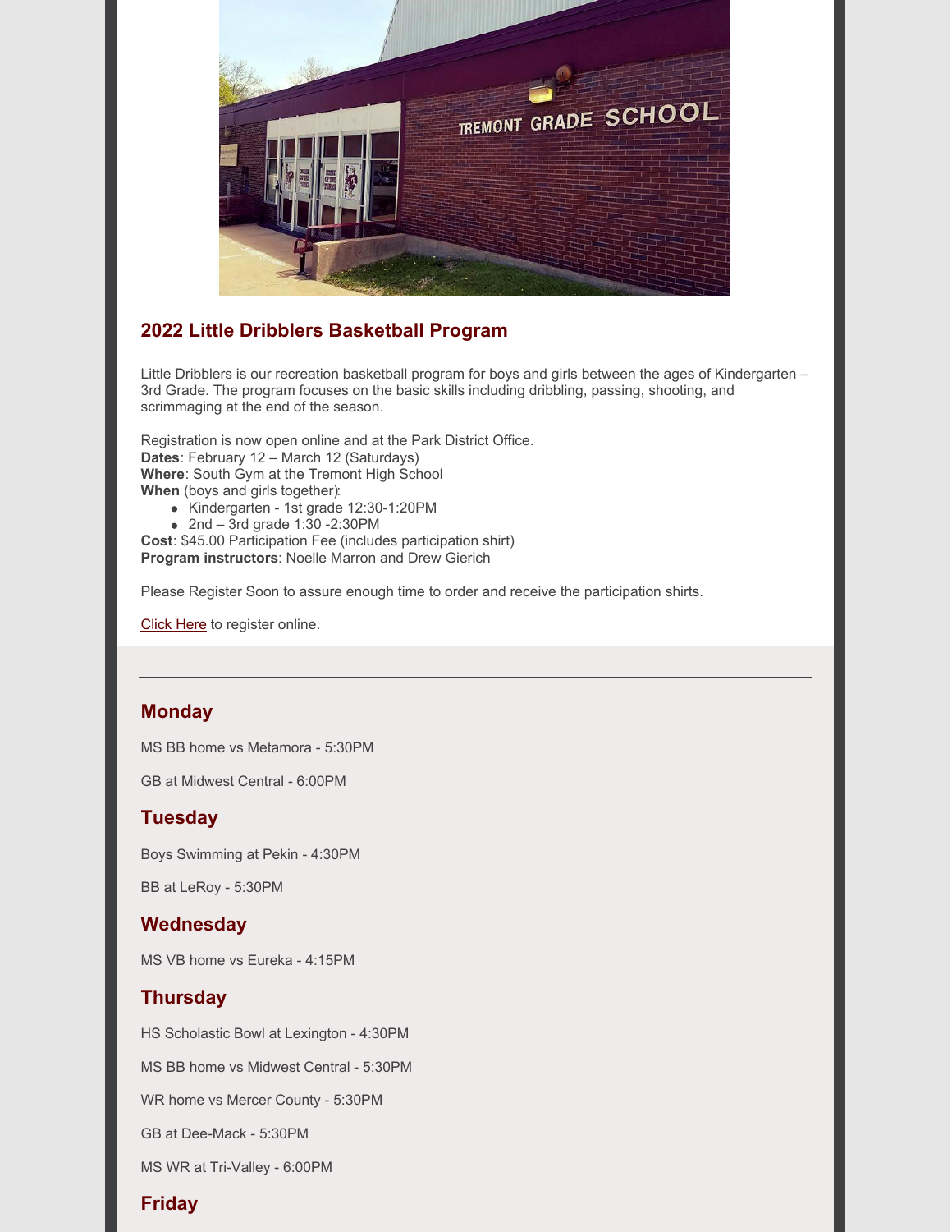## 2022 Little Dribblers Basketball Program

Little Dribblers is our recreation basketball program for boys and girls between the ages of Kindergarten – 3rd Grade. The program focuses on the basic skills including dribbling, passing, shooting, and scrimmaging at the end of the season.

Registration is now open online and at the Park District Office.
**Dates**: February 12 – March 12 (Saturdays)
**Where**: South Gym at the Tremont High School
**When** (boys and girls together):

- Kindergarten - 1st grade 12:30-1:20PM
- 2nd – 3rd grade 1:30 -2:30PM

**Cost**: $45.00 Participation Fee (includes participation shirt)
**Program instructors**: Noelle Marron and Drew Gierich

Please Register Soon to assure enough time to order and receive the participation shirts.

Click Here to register online.

---

## Monday

MS BB home vs Metamora - 5:30PM

GB at Midwest Central - 6:00PM

## Tuesday

Boys Swimming at Pekin - 4:30PM

BB at LeRoy - 5:30PM

## Wednesday

MS VB home vs Eureka - 4:15PM

## Thursday

HS Scholastic Bowl at Lexington - 4:30PM

MS BB home vs Midwest Central - 5:30PM

WR home vs Mercer County - 5:30PM

GB at Dee-Mack - 5:30PM

MS WR at Tri-Valley - 6:00PM

## Friday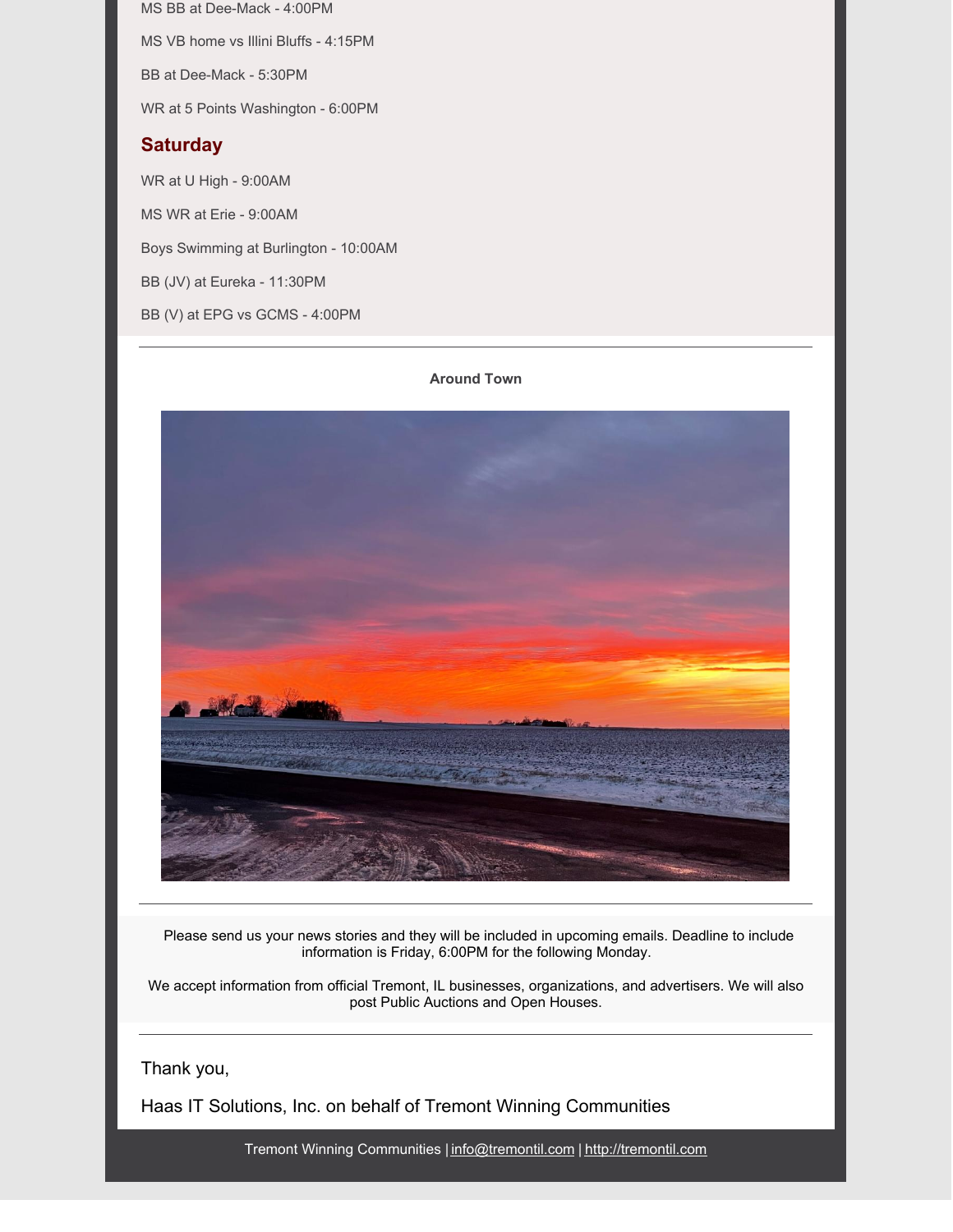MS BB at Dee-Mack - 4:00PM

MS VB home vs Illini Bluffs - 4:15PM

BB at Dee-Mack - 5:30PM

WR at 5 Points Washington - 6:00PM

## Saturday

WR at U High - 9:00AM

MS WR at Erie - 9:00AM

Boys Swimming at Burlington - 10:00AM

BB (JV) at Eureka - 11:30PM

BB (V) at EPG vs GCMS - 4:00PM

---

**Around Town**

---

Please send us your news stories and they will be included in upcoming emails. Deadline to include information is Friday, 6:00PM for the following Monday.

We accept information from official Tremont, IL businesses, organizations, and advertisers. We will also post Public Auctions and Open Houses.

---

Thank you,

Haas IT Solutions, Inc. on behalf of Tremont Winning Communities

Tremont Winning Communities | info@tremontil.com | http://tremontil.com